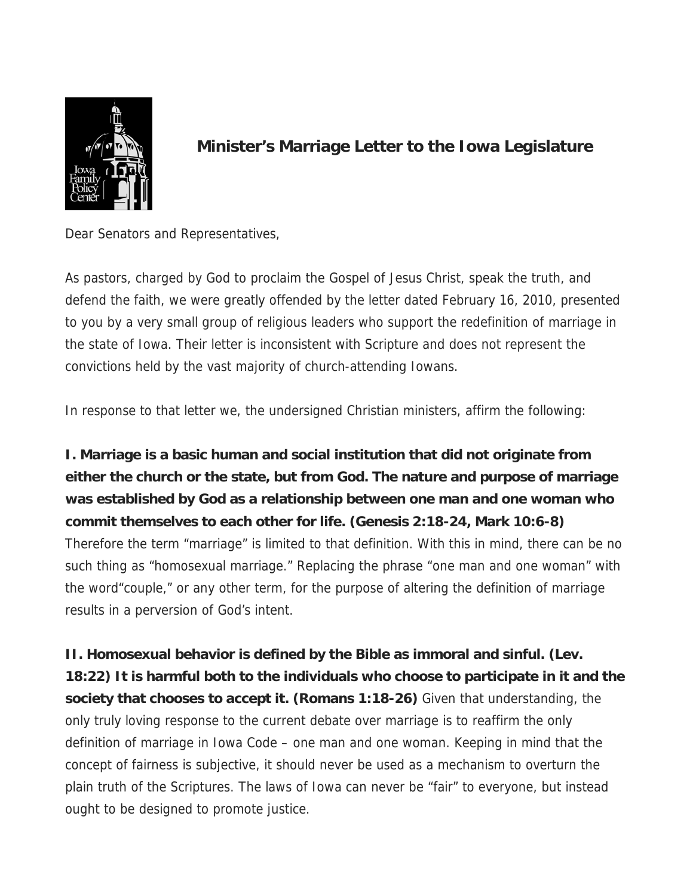# Minister's Marriage Letter to the Iowa Legislature

Dear Senators and Representatives,

As pastors, charged by God to proclaim the Gospel of Jesus Christ, speak the truth, and defend the faith, we were greatly offended by the letter dated February 16, 2010, presented to you by a very small group of religious leaders who support the redefinition of marriage in the state of Iowa. Their letter is inconsistent with Scripture and does not represent the convictions held by the vast majority of church-attending Iowans.

In response to that letter we, the undersigned Christian ministers, affirm the following:

**I. Marriage is a basic human and social institution that did not originate from either the church or the state, but from God. The nature and purpose of marriage was established by God as a relationship between one man and one woman who commit themselves to each other for life. (Genesis 2:18-24, Mark 10:6-8)** Therefore the term "marriage" is limited to that definition. With this in mind, there can be no such thing as "homosexual marriage." Replacing the phrase "one man and one woman" with the word"couple," or any other term, for the purpose of altering the definition of marriage results in a perversion of God's intent.

**II. Homosexual behavior is defined by the Bible as immoral and sinful. (Lev. 18:22) It is harmful both to the individuals who choose to participate in it and the society that chooses to accept it. (Romans 1:18-26)** Given that understanding, the only truly loving response to the current debate over marriage is to reaffirm the only definition of marriage in Iowa Code – one man and one woman. Keeping in mind that the concept of fairness is subjective, it should never be used as a mechanism to overturn the plain truth of the Scriptures. The laws of Iowa can never be "fair" to everyone, but instead ought to be designed to promote justice.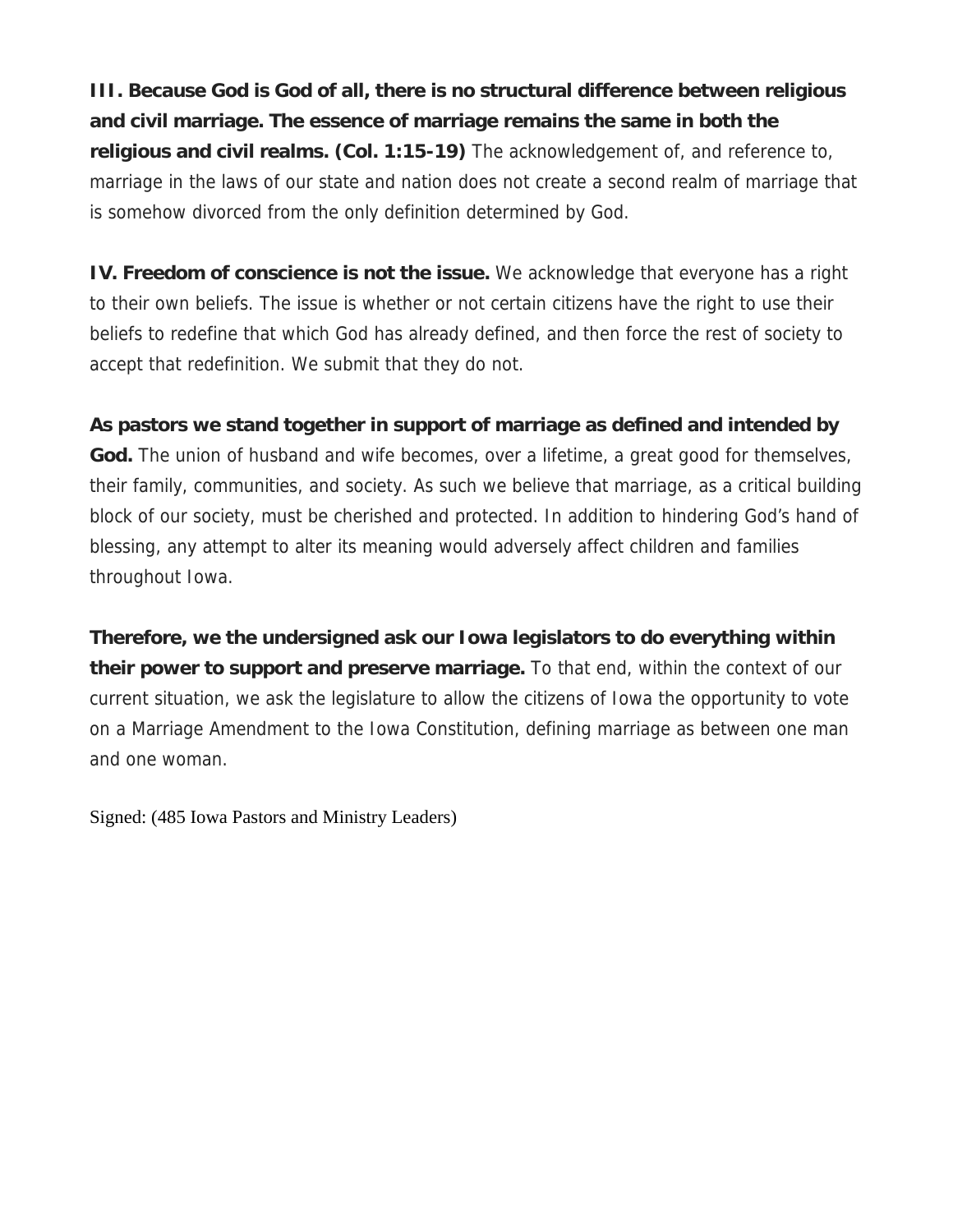**III. Because God is God of all, there is no structural difference between religious and civil marriage. The essence of marriage remains the same in both the religious and civil realms. (Col. 1:15-19)** The acknowledgement of, and reference to, marriage in the laws of our state and nation does not create a second realm of marriage that is somehow divorced from the only definition determined by God.

**IV. Freedom of conscience is not the issue.** We acknowledge that everyone has a right to their own beliefs. The issue is whether or not certain citizens have the right to use their beliefs to redefine that which God has already defined, and then force the rest of society to accept that redefinition. We submit that they do not.

**As pastors we stand together in support of marriage as defined and intended by God.** The union of husband and wife becomes, over a lifetime, a great good for themselves, their family, communities, and society. As such we believe that marriage, as a critical building block of our society, must be cherished and protected. In addition to hindering God's hand of blessing, any attempt to alter its meaning would adversely affect children and families throughout Iowa.

**Therefore, we the undersigned ask our Iowa legislators to do everything within their power to support and preserve marriage.** To that end, within the context of our current situation, we ask the legislature to allow the citizens of Iowa the opportunity to vote on a Marriage Amendment to the Iowa Constitution, defining marriage as between one man and one woman.

Signed: (485 Iowa Pastors and Ministry Leaders)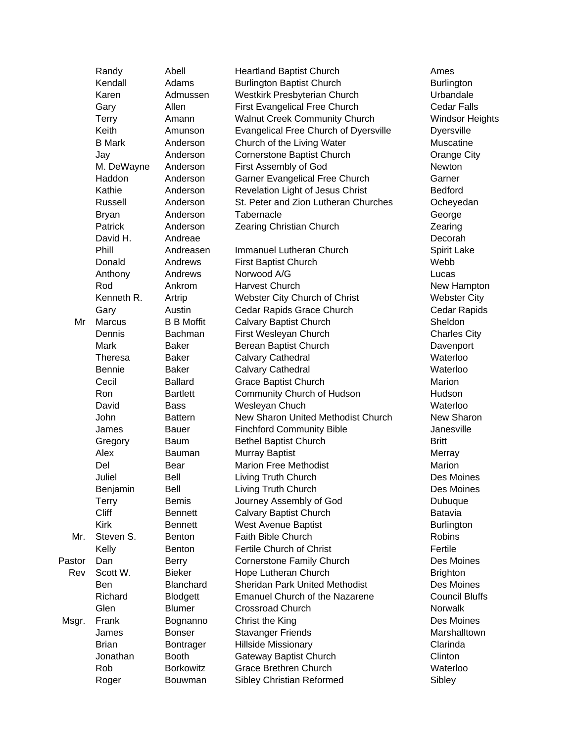|  |  |  |  |  |
|---|---|---|---|---|
|  | Randy | Abell | Heartland Baptist Church | Ames |
|  | Kendall | Adams | Burlington Baptist Church | Burlington |
|  | Karen | Admussen | Westkirk Presbyterian Church | Urbandale |
|  | Gary | Allen | First Evangelical Free Church | Cedar Falls |
|  | Terry | Amann | Walnut Creek Community Church | Windsor Heights |
|  | Keith | Amunson | Evangelical Free Church of Dyersville | Dyersville |
|  | B Mark | Anderson | Church of the Living Water | Muscatine |
|  | Jay | Anderson | Cornerstone Baptist Church | Orange City |
|  | M. DeWayne | Anderson | First Assembly of God | Newton |
|  | Haddon | Anderson | Garner Evangelical Free Church | Garner |
|  | Kathie | Anderson | Revelation Light of Jesus Christ | Bedford |
|  | Russell | Anderson | St. Peter and Zion Lutheran Churches | Ocheyedan |
|  | Bryan | Anderson | Tabernacle | George |
|  | Patrick | Anderson | Zearing Christian Church | Zearing |
|  | David H. | Andreae |  | Decorah |
|  | Phill | Andreasen | Immanuel Lutheran Church | Spirit Lake |
|  | Donald | Andrews | First Baptist Church | Webb |
|  | Anthony | Andrews | Norwood A/G | Lucas |
|  | Rod | Ankrom | Harvest Church | New Hampton |
|  | Kenneth R. | Artrip | Webster City Church of Christ | Webster City |
|  | Gary | Austin | Cedar Rapids Grace Church | Cedar Rapids |
| Mr | Marcus | B B Moffit | Calvary Baptist Church | Sheldon |
|  | Dennis | Bachman | First Wesleyan Church | Charles City |
|  | Mark | Baker | Berean Baptist Church | Davenport |
|  | Theresa | Baker | Calvary Cathedral | Waterloo |
|  | Bennie | Baker | Calvary Cathedral | Waterloo |
|  | Cecil | Ballard | Grace Baptist Church | Marion |
|  | Ron | Bartlett | Community Church of Hudson | Hudson |
|  | David | Bass | Wesleyan Chuch | Waterloo |
|  | John | Battern | New Sharon United Methodist Church | New Sharon |
|  | James | Bauer | Finchford Community Bible | Janesville |
|  | Gregory | Baum | Bethel Baptist Church | Britt |
|  | Alex | Bauman | Murray Baptist | Merray |
|  | Del | Bear | Marion Free Methodist | Marion |
|  | Juliel | Bell | Living Truth Church | Des Moines |
|  | Benjamin | Bell | Living Truth Church | Des Moines |
|  | Terry | Bemis | Journey Assembly of God | Dubuque |
|  | Cliff | Bennett | Calvary Baptist Church | Batavia |
|  | Kirk | Bennett | West Avenue Baptist | Burlington |
| Mr. | Steven S. | Benton | Faith Bible Church | Robins |
|  | Kelly | Benton | Fertile Church of Christ | Fertile |
| Pastor | Dan | Berry | Cornerstone Family Church | Des Moines |
| Rev | Scott W. | Bieker | Hope Lutheran Church | Brighton |
|  | Ben | Blanchard | Sheridan Park United Methodist | Des Moines |
|  | Richard | Blodgett | Emanuel Church of the Nazarene | Council Bluffs |
|  | Glen | Blumer | Crossroad Church | Norwalk |
| Msgr. | Frank | Bognanno | Christ the King | Des Moines |
|  | James | Bonser | Stavanger Friends | Marshalltown |
|  | Brian | Bontrager | Hillside Missionary | Clarinda |
|  | Jonathan | Booth | Gateway Baptist Church | Clinton |
|  | Rob | Borkowitz | Grace Brethren Church | Waterloo |
|  | Roger | Bouwman | Sibley Christian Reformed | Sibley |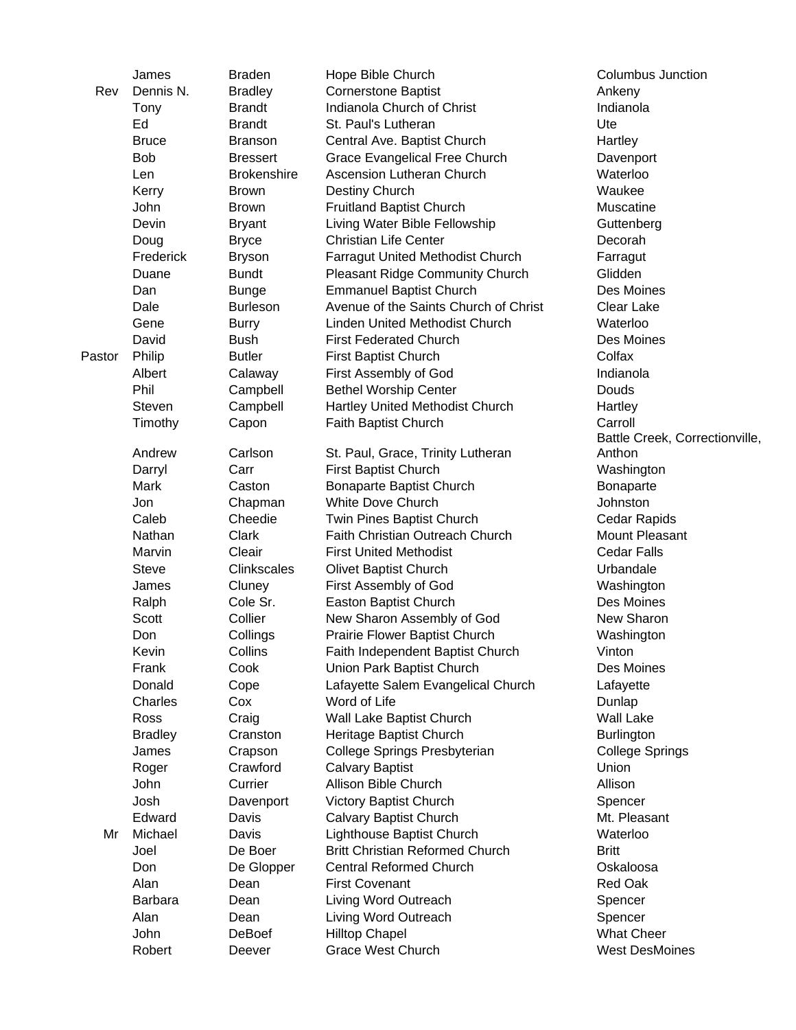| | | | | |
|---|---|---|---|---|
| | James | Braden | Hope Bible Church | Columbus Junction |
| Rev | Dennis N. | Bradley | Cornerstone Baptist | Ankeny |
| | Tony | Brandt | Indianola Church of Christ | Indianola |
| | Ed | Brandt | St. Paul's Lutheran | Ute |
| | Bruce | Branson | Central Ave. Baptist Church | Hartley |
| | Bob | Bressert | Grace Evangelical Free Church | Davenport |
| | Len | Brokenshire | Ascension Lutheran Church | Waterloo |
| | Kerry | Brown | Destiny Church | Waukee |
| | John | Brown | Fruitland Baptist Church | Muscatine |
| | Devin | Bryant | Living Water Bible Fellowship | Guttenberg |
| | Doug | Bryce | Christian Life Center | Decorah |
| | Frederick | Bryson | Farragut United Methodist Church | Farragut |
| | Duane | Bundt | Pleasant Ridge Community Church | Glidden |
| | Dan | Bunge | Emmanuel Baptist Church | Des Moines |
| | Dale | Burleson | Avenue of the Saints Church of Christ | Clear Lake |
| | Gene | Burry | Linden United Methodist Church | Waterloo |
| | David | Bush | First Federated Church | Des Moines |
| Pastor | Philip | Butler | First Baptist Church | Colfax |
| | Albert | Calaway | First Assembly of God | Indianola |
| | Phil | Campbell | Bethel Worship Center | Douds |
| | Steven | Campbell | Hartley United Methodist Church | Hartley |
| | Timothy | Capon | Faith Baptist Church | Carroll |
| | Andrew | Carlson | St. Paul, Grace, Trinity Lutheran | Battle Creek, Correctionville, Anthon |
| | Darryl | Carr | First Baptist Church | Washington |
| | Mark | Caston | Bonaparte Baptist Church | Bonaparte |
| | Jon | Chapman | White Dove Church | Johnston |
| | Caleb | Cheedie | Twin Pines Baptist Church | Cedar Rapids |
| | Nathan | Clark | Faith Christian Outreach Church | Mount Pleasant |
| | Marvin | Cleair | First United Methodist | Cedar Falls |
| | Steve | Clinkscales | Olivet Baptist Church | Urbandale |
| | James | Cluney | First Assembly of God | Washington |
| | Ralph | Cole Sr. | Easton Baptist Church | Des Moines |
| | Scott | Collier | New Sharon Assembly of God | New Sharon |
| | Don | Collings | Prairie Flower Baptist Church | Washington |
| | Kevin | Collins | Faith Independent Baptist Church | Vinton |
| | Frank | Cook | Union Park Baptist Church | Des Moines |
| | Donald | Cope | Lafayette Salem Evangelical Church | Lafayette |
| | Charles | Cox | Word of Life | Dunlap |
| | Ross | Craig | Wall Lake Baptist Church | Wall Lake |
| | Bradley | Cranston | Heritage Baptist Church | Burlington |
| | James | Crapson | College Springs Presbyterian | College Springs |
| | Roger | Crawford | Calvary Baptist | Union |
| | John | Currier | Allison Bible Church | Allison |
| | Josh | Davenport | Victory Baptist Church | Spencer |
| | Edward | Davis | Calvary Baptist Church | Mt. Pleasant |
| Mr | Michael | Davis | Lighthouse Baptist Church | Waterloo |
| | Joel | De Boer | Britt Christian Reformed Church | Britt |
| | Don | De Glopper | Central Reformed Church | Oskaloosa |
| | Alan | Dean | First Covenant | Red Oak |
| | Barbara | Dean | Living Word Outreach | Spencer |
| | Alan | Dean | Living Word Outreach | Spencer |
| | John | DeBoef | Hilltop Chapel | What Cheer |
| | Robert | Deever | Grace West Church | West DesMoines |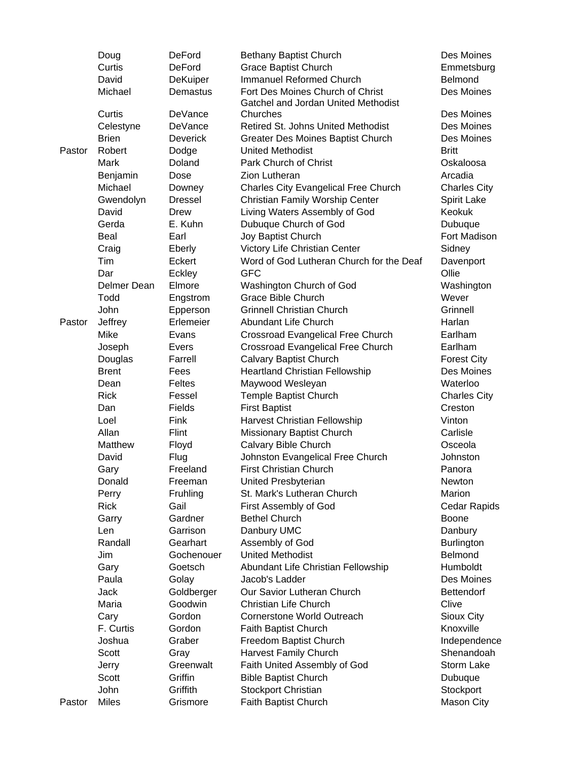| | | | | |
|---|---|---|---|---|
| | Doug | DeFord | Bethany Baptist Church | Des Moines |
| | Curtis | DeFord | Grace Baptist Church | Emmetsburg |
| | David | DeKuiper | Immanuel Reformed Church | Belmond |
| | Michael | Demastus | Fort Des Moines Church of Christ | Des Moines |
| | Curtis | DeVance | Gatchel and Jordan United Methodist Churches | Des Moines |
| | Celestyne | DeVance | Retired St. Johns United Methodist | Des Moines |
| | Brien | Deverick | Greater Des Moines Baptist Church | Des Moines |
| Pastor | Robert | Dodge | United Methodist | Britt |
| | Mark | Doland | Park Church of Christ | Oskaloosa |
| | Benjamin | Dose | Zion Lutheran | Arcadia |
| | Michael | Downey | Charles City Evangelical Free Church | Charles City |
| | Gwendolyn | Dressel | Christian Family Worship Center | Spirit Lake |
| | David | Drew | Living Waters Assembly of God | Keokuk |
| | Gerda | E. Kuhn | Dubuque Church of God | Dubuque |
| | Beal | Earl | Joy Baptist Church | Fort Madison |
| | Craig | Eberly | Victory Life Christian Center | Sidney |
| | Tim | Eckert | Word of God Lutheran Church for the Deaf | Davenport |
| | Dar | Eckley | GFC | Ollie |
| | Delmer Dean | Elmore | Washington Church of God | Washington |
| | Todd | Engstrom | Grace Bible Church | Wever |
| | John | Epperson | Grinnell Christian Church | Grinnell |
| Pastor | Jeffrey | Erlemeier | Abundant Life Church | Harlan |
| | Mike | Evans | Crossroad Evangelical Free Church | Earlham |
| | Joseph | Evers | Crossroad Evangelical Free Church | Earlham |
| | Douglas | Farrell | Calvary Baptist Church | Forest City |
| | Brent | Fees | Heartland Christian Fellowship | Des Moines |
| | Dean | Feltes | Maywood Wesleyan | Waterloo |
| | Rick | Fessel | Temple Baptist Church | Charles City |
| | Dan | Fields | First Baptist | Creston |
| | Loel | Fink | Harvest Christian Fellowship | Vinton |
| | Allan | Flint | Missionary Baptist Church | Carlisle |
| | Matthew | Floyd | Calvary Bible Church | Osceola |
| | David | Flug | Johnston Evangelical Free Church | Johnston |
| | Gary | Freeland | First Christian Church | Panora |
| | Donald | Freeman | United Presbyterian | Newton |
| | Perry | Fruhling | St. Mark's Lutheran Church | Marion |
| | Rick | Gail | First Assembly of God | Cedar Rapids |
| | Garry | Gardner | Bethel Church | Boone |
| | Len | Garrison | Danbury UMC | Danbury |
| | Randall | Gearhart | Assembly of God | Burlington |
| | Jim | Gochenouer | United Methodist | Belmond |
| | Gary | Goetsch | Abundant Life Christian Fellowship | Humboldt |
| | Paula | Golay | Jacob's Ladder | Des Moines |
| | Jack | Goldberger | Our Savior Lutheran Church | Bettendorf |
| | Maria | Goodwin | Christian Life Church | Clive |
| | Cary | Gordon | Cornerstone World Outreach | Sioux City |
| | F. Curtis | Gordon | Faith Baptist Church | Knoxville |
| | Joshua | Graber | Freedom Baptist Church | Independence |
| | Scott | Gray | Harvest Family Church | Shenandoah |
| | Jerry | Greenwalt | Faith United Assembly of God | Storm Lake |
| | Scott | Griffin | Bible Baptist Church | Dubuque |
| | John | Griffith | Stockport Christian | Stockport |
| Pastor | Miles | Grismore | Faith Baptist Church | Mason City |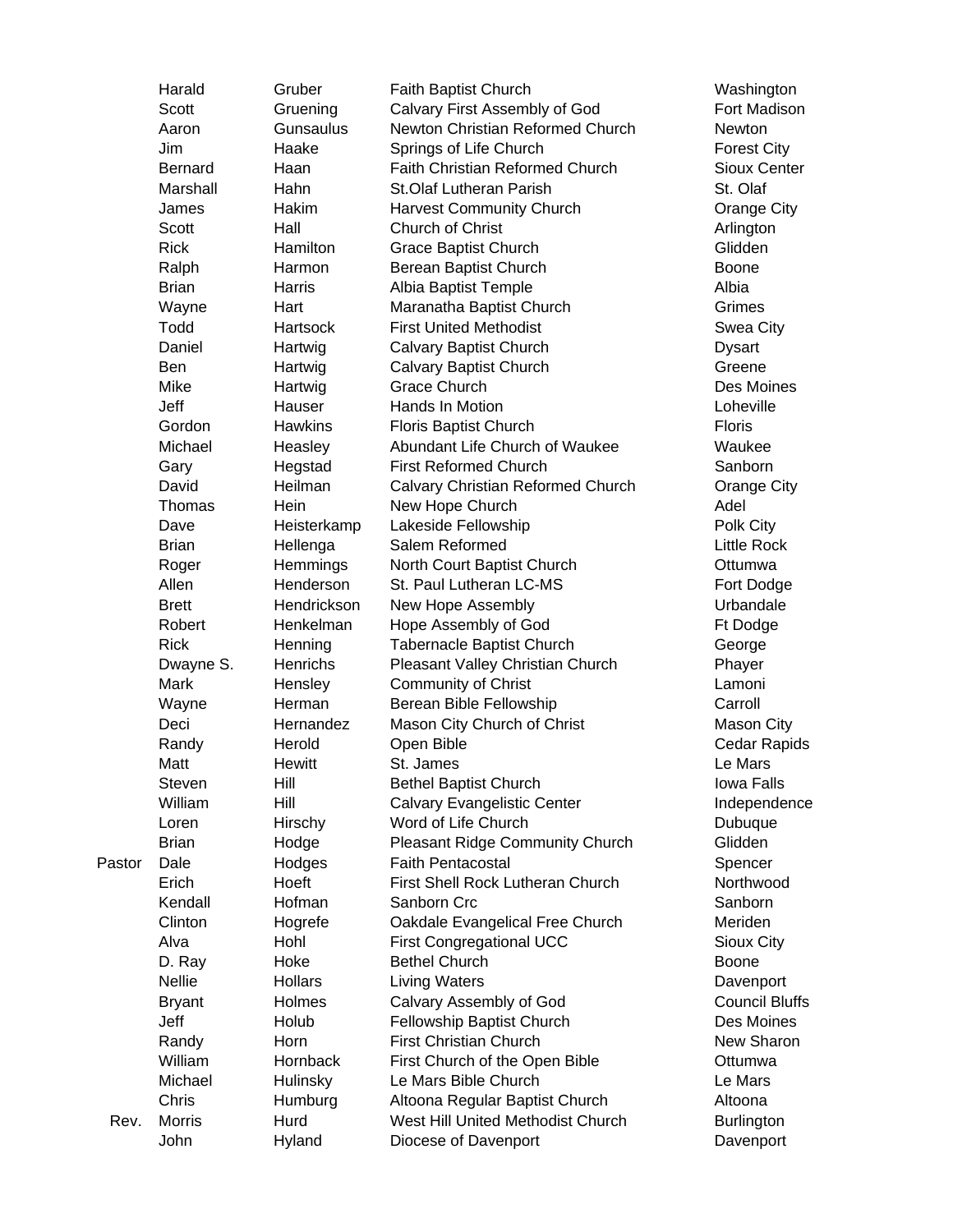| | | | | |
|---|---|---|---|---|
| | Harald | Gruber | Faith Baptist Church | Washington |
| | Scott | Gruening | Calvary First Assembly of God | Fort Madison |
| | Aaron | Gunsaulus | Newton Christian Reformed Church | Newton |
| | Jim | Haake | Springs of Life Church | Forest City |
| | Bernard | Haan | Faith Christian Reformed Church | Sioux Center |
| | Marshall | Hahn | St.Olaf Lutheran Parish | St. Olaf |
| | James | Hakim | Harvest Community Church | Orange City |
| | Scott | Hall | Church of Christ | Arlington |
| | Rick | Hamilton | Grace Baptist Church | Glidden |
| | Ralph | Harmon | Berean Baptist Church | Boone |
| | Brian | Harris | Albia Baptist Temple | Albia |
| | Wayne | Hart | Maranatha Baptist Church | Grimes |
| | Todd | Hartsock | First United Methodist | Swea City |
| | Daniel | Hartwig | Calvary Baptist Church | Dysart |
| | Ben | Hartwig | Calvary Baptist Church | Greene |
| | Mike | Hartwig | Grace Church | Des Moines |
| | Jeff | Hauser | Hands In Motion | Loheville |
| | Gordon | Hawkins | Floris Baptist Church | Floris |
| | Michael | Heasley | Abundant Life Church of Waukee | Waukee |
| | Gary | Hegstad | First Reformed Church | Sanborn |
| | David | Heilman | Calvary Christian Reformed Church | Orange City |
| | Thomas | Hein | New Hope Church | Adel |
| | Dave | Heisterkamp | Lakeside Fellowship | Polk City |
| | Brian | Hellenga | Salem Reformed | Little Rock |
| | Roger | Hemmings | North Court Baptist Church | Ottumwa |
| | Allen | Henderson | St. Paul Lutheran LC-MS | Fort Dodge |
| | Brett | Hendrickson | New Hope Assembly | Urbandale |
| | Robert | Henkelman | Hope Assembly of God | Ft Dodge |
| | Rick | Henning | Tabernacle Baptist Church | George |
| | Dwayne S. | Henrichs | Pleasant Valley Christian Church | Phayer |
| | Mark | Hensley | Community of Christ | Lamoni |
| | Wayne | Herman | Berean Bible Fellowship | Carroll |
| | Deci | Hernandez | Mason City Church of Christ | Mason City |
| | Randy | Herold | Open Bible | Cedar Rapids |
| | Matt | Hewitt | St. James | Le Mars |
| | Steven | Hill | Bethel Baptist Church | Iowa Falls |
| | William | Hill | Calvary Evangelistic Center | Independence |
| | Loren | Hirschy | Word of Life Church | Dubuque |
| | Brian | Hodge | Pleasant Ridge Community Church | Glidden |
| Pastor | Dale | Hodges | Faith Pentacostal | Spencer |
| | Erich | Hoeft | First Shell Rock Lutheran Church | Northwood |
| | Kendall | Hofman | Sanborn Crc | Sanborn |
| | Clinton | Hogrefe | Oakdale Evangelical Free Church | Meriden |
| | Alva | Hohl | First Congregational UCC | Sioux City |
| | D. Ray | Hoke | Bethel Church | Boone |
| | Nellie | Hollars | Living Waters | Davenport |
| | Bryant | Holmes | Calvary Assembly of God | Council Bluffs |
| | Jeff | Holub | Fellowship Baptist Church | Des Moines |
| | Randy | Horn | First Christian Church | New Sharon |
| | William | Hornback | First Church of the Open Bible | Ottumwa |
| | Michael | Hulinsky | Le Mars Bible Church | Le Mars |
| | Chris | Humburg | Altoona Regular Baptist Church | Altoona |
| Rev. | Morris | Hurd | West Hill United Methodist Church | Burlington |
| | John | Hyland | Diocese of Davenport | Davenport |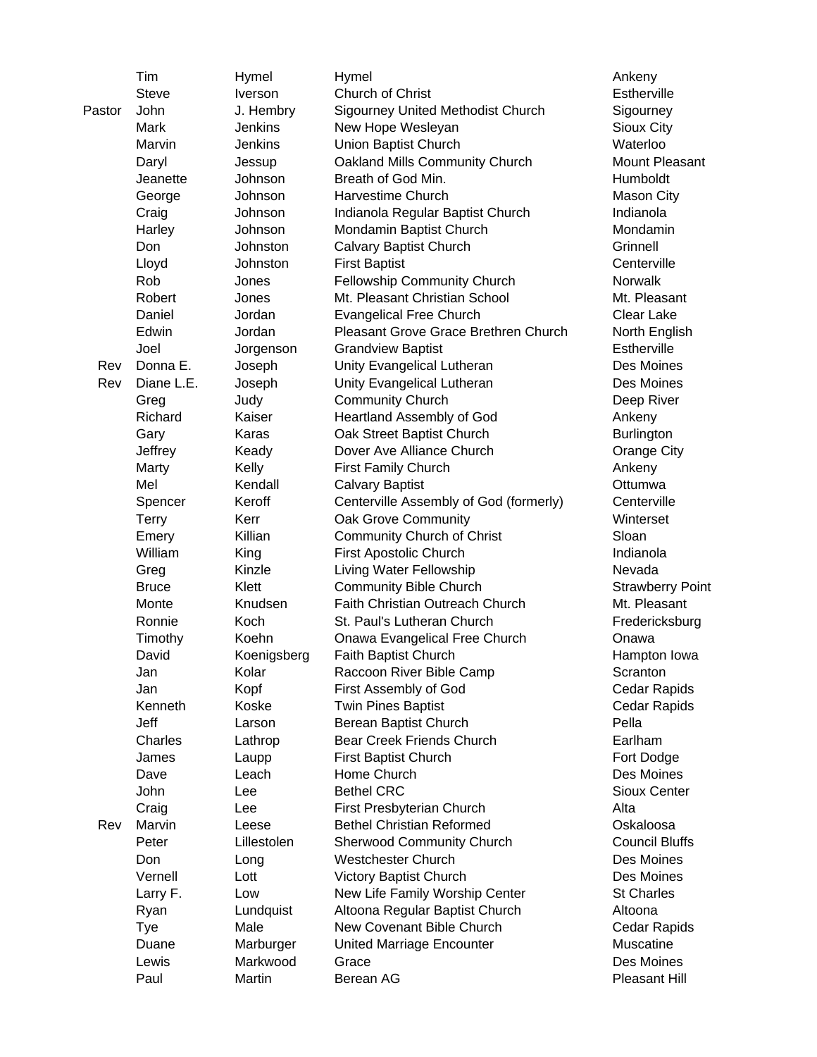| | | | | |
|---|---|---|---|---|
| | Tim | Hymel | Hymel | Ankeny |
| | Steve | Iverson | Church of Christ | Estherville |
| Pastor | John | J. Hembry | Sigourney United Methodist Church | Sigourney |
| | Mark | Jenkins | New Hope Wesleyan | Sioux City |
| | Marvin | Jenkins | Union Baptist Church | Waterloo |
| | Daryl | Jessup | Oakland Mills Community Church | Mount Pleasant |
| | Jeanette | Johnson | Breath of God Min. | Humboldt |
| | George | Johnson | Harvestime Church | Mason City |
| | Craig | Johnson | Indianola Regular Baptist Church | Indianola |
| | Harley | Johnson | Mondamin Baptist Church | Mondamin |
| | Don | Johnston | Calvary Baptist Church | Grinnell |
| | Lloyd | Johnston | First Baptist | Centerville |
| | Rob | Jones | Fellowship Community Church | Norwalk |
| | Robert | Jones | Mt. Pleasant Christian School | Mt. Pleasant |
| | Daniel | Jordan | Evangelical Free Church | Clear Lake |
| | Edwin | Jordan | Pleasant Grove Grace Brethren Church | North English |
| | Joel | Jorgenson | Grandview Baptist | Estherville |
| Rev | Donna E. | Joseph | Unity Evangelical Lutheran | Des Moines |
| Rev | Diane L.E. | Joseph | Unity Evangelical Lutheran | Des Moines |
| | Greg | Judy | Community Church | Deep River |
| | Richard | Kaiser | Heartland Assembly of God | Ankeny |
| | Gary | Karas | Oak Street Baptist Church | Burlington |
| | Jeffrey | Keady | Dover Ave Alliance Church | Orange City |
| | Marty | Kelly | First Family Church | Ankeny |
| | Mel | Kendall | Calvary Baptist | Ottumwa |
| | Spencer | Keroff | Centerville Assembly of God (formerly) | Centerville |
| | Terry | Kerr | Oak Grove Community | Winterset |
| | Emery | Killian | Community Church of Christ | Sloan |
| | William | King | First Apostolic Church | Indianola |
| | Greg | Kinzle | Living Water Fellowship | Nevada |
| | Bruce | Klett | Community Bible Church | Strawberry Point |
| | Monte | Knudsen | Faith Christian Outreach Church | Mt. Pleasant |
| | Ronnie | Koch | St. Paul's Lutheran Church | Fredericksburg |
| | Timothy | Koehn | Onawa Evangelical Free Church | Onawa |
| | David | Koenigsberg | Faith Baptist Church | Hampton Iowa |
| | Jan | Kolar | Raccoon River Bible Camp | Scranton |
| | Jan | Kopf | First Assembly of God | Cedar Rapids |
| | Kenneth | Koske | Twin Pines Baptist | Cedar Rapids |
| | Jeff | Larson | Berean Baptist Church | Pella |
| | Charles | Lathrop | Bear Creek Friends Church | Earlham |
| | James | Laupp | First Baptist Church | Fort Dodge |
| | Dave | Leach | Home Church | Des Moines |
| | John | Lee | Bethel CRC | Sioux Center |
| | Craig | Lee | First Presbyterian Church | Alta |
| Rev | Marvin | Leese | Bethel Christian Reformed | Oskaloosa |
| | Peter | Lillestolen | Sherwood Community Church | Council Bluffs |
| | Don | Long | Westchester Church | Des Moines |
| | Vernell | Lott | Victory Baptist Church | Des Moines |
| | Larry F. | Low | New Life Family Worship Center | St Charles |
| | Ryan | Lundquist | Altoona Regular Baptist Church | Altoona |
| | Tye | Male | New Covenant Bible Church | Cedar Rapids |
| | Duane | Marburger | United Marriage Encounter | Muscatine |
| | Lewis | Markwood | Grace | Des Moines |
| | Paul | Martin | Berean AG | Pleasant Hill |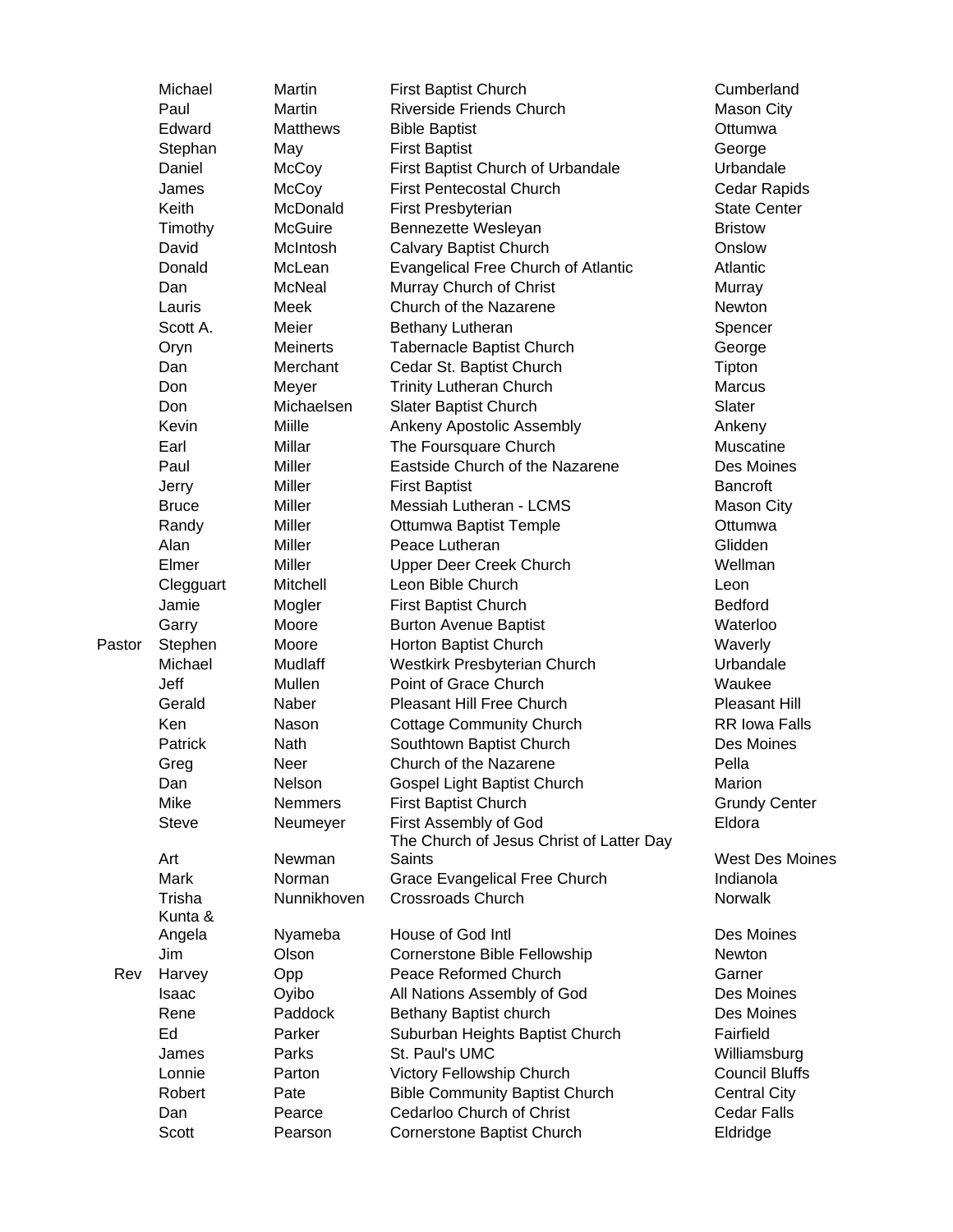| | | | | |
|---|---|---|---|---|
| | Michael | Martin | First Baptist Church | Cumberland |
| | Paul | Martin | Riverside Friends Church | Mason City |
| | Edward | Matthews | Bible Baptist | Ottumwa |
| | Stephan | May | First Baptist | George |
| | Daniel | McCoy | First Baptist Church of Urbandale | Urbandale |
| | James | McCoy | First Pentecostal Church | Cedar Rapids |
| | Keith | McDonald | First Presbyterian | State Center |
| | Timothy | McGuire | Bennezette Wesleyan | Bristow |
| | David | McIntosh | Calvary Baptist Church | Onslow |
| | Donald | McLean | Evangelical Free Church of Atlantic | Atlantic |
| | Dan | McNeal | Murray Church of Christ | Murray |
| | Lauris | Meek | Church of the Nazarene | Newton |
| | Scott A. | Meier | Bethany Lutheran | Spencer |
| | Oryn | Meinerts | Tabernacle Baptist Church | George |
| | Dan | Merchant | Cedar St. Baptist Church | Tipton |
| | Don | Meyer | Trinity Lutheran Church | Marcus |
| | Don | Michaelsen | Slater Baptist Church | Slater |
| | Kevin | Miille | Ankeny Apostolic Assembly | Ankeny |
| | Earl | Millar | The Foursquare Church | Muscatine |
| | Paul | Miller | Eastside Church of the Nazarene | Des Moines |
| | Jerry | Miller | First Baptist | Bancroft |
| | Bruce | Miller | Messiah Lutheran - LCMS | Mason City |
| | Randy | Miller | Ottumwa Baptist Temple | Ottumwa |
| | Alan | Miller | Peace Lutheran | Glidden |
| | Elmer | Miller | Upper Deer Creek Church | Wellman |
| | Clegguart | Mitchell | Leon Bible Church | Leon |
| | Jamie | Mogler | First Baptist Church | Bedford |
| | Garry | Moore | Burton Avenue Baptist | Waterloo |
| Pastor | Stephen | Moore | Horton Baptist Church | Waverly |
| | Michael | Mudlaff | Westkirk Presbyterian Church | Urbandale |
| | Jeff | Mullen | Point of Grace Church | Waukee |
| | Gerald | Naber | Pleasant Hill Free Church | Pleasant Hill |
| | Ken | Nason | Cottage Community Church | RR Iowa Falls |
| | Patrick | Nath | Southtown Baptist Church | Des Moines |
| | Greg | Neer | Church of the Nazarene | Pella |
| | Dan | Nelson | Gospel Light Baptist Church | Marion |
| | Mike | Nemmers | First Baptist Church | Grundy Center |
| | Steve | Neumeyer | First Assembly of God | Eldora |
| | Art | Newman | The Church of Jesus Christ of Latter Day Saints | West Des Moines |
| | Mark | Norman | Grace Evangelical Free Church | Indianola |
| | Trisha | Nunnikhoven | Crossroads Church | Norwalk |
| | Kunta & Angela | Nyameba | House of God Intl | Des Moines |
| | Jim | Olson | Cornerstone Bible Fellowship | Newton |
| Rev | Harvey | Opp | Peace Reformed Church | Garner |
| | Isaac | Oyibo | All Nations Assembly of God | Des Moines |
| | Rene | Paddock | Bethany Baptist church | Des Moines |
| | Ed | Parker | Suburban Heights Baptist Church | Fairfield |
| | James | Parks | St. Paul's UMC | Williamsburg |
| | Lonnie | Parton | Victory Fellowship Church | Council Bluffs |
| | Robert | Pate | Bible Community Baptist Church | Central City |
| | Dan | Pearce | Cedarloo Church of Christ | Cedar Falls |
| | Scott | Pearson | Cornerstone Baptist Church | Eldridge |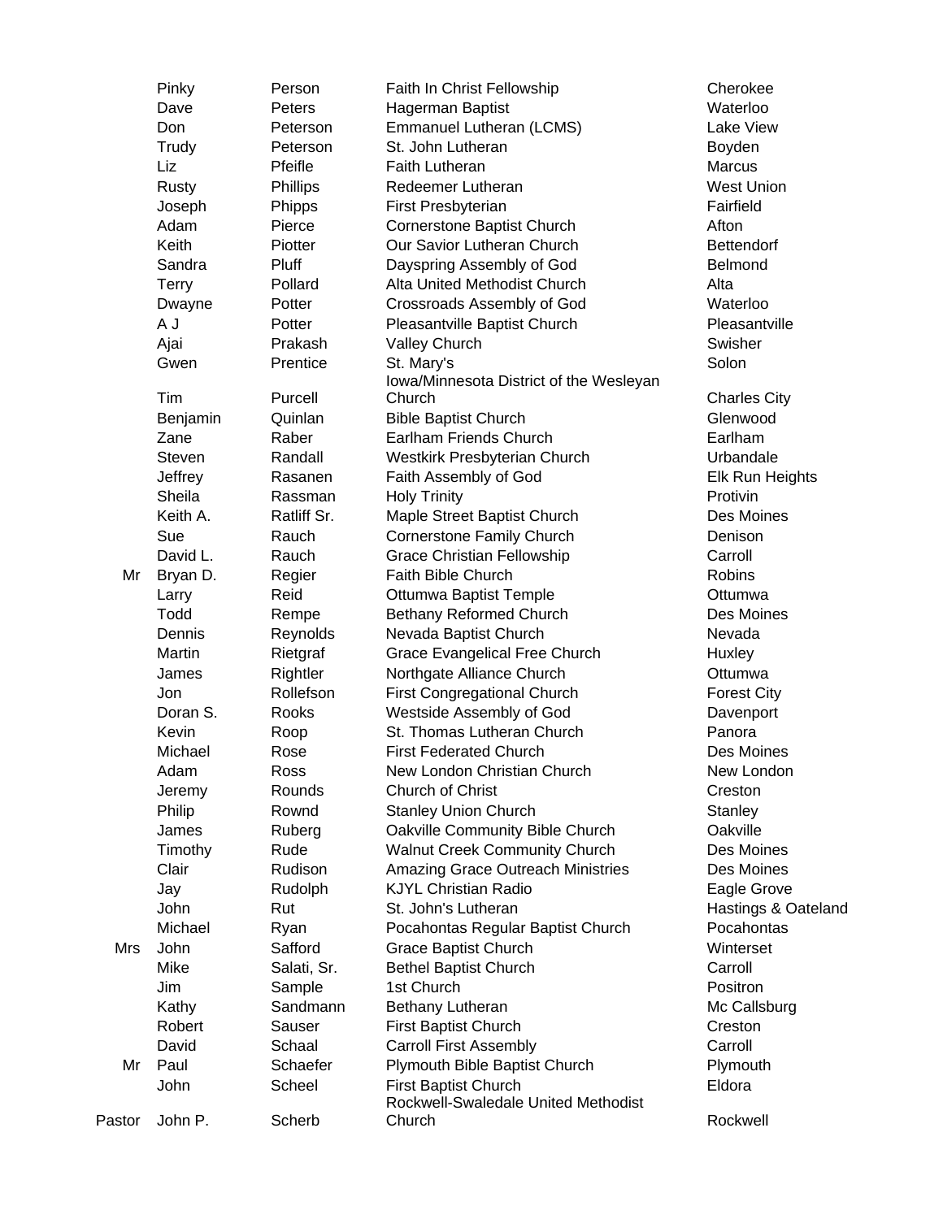| | | | | |
|---|---|---|---|---|
| | Pinky | Person | Faith In Christ Fellowship | Cherokee |
| | Dave | Peters | Hagerman Baptist | Waterloo |
| | Don | Peterson | Emmanuel Lutheran (LCMS) | Lake View |
| | Trudy | Peterson | St. John Lutheran | Boyden |
| | Liz | Pfeifle | Faith Lutheran | Marcus |
| | Rusty | Phillips | Redeemer Lutheran | West Union |
| | Joseph | Phipps | First Presbyterian | Fairfield |
| | Adam | Pierce | Cornerstone Baptist Church | Afton |
| | Keith | Piotter | Our Savior Lutheran Church | Bettendorf |
| | Sandra | Pluff | Dayspring Assembly of God | Belmond |
| | Terry | Pollard | Alta United Methodist Church | Alta |
| | Dwayne | Potter | Crossroads Assembly of God | Waterloo |
| | A J | Potter | Pleasantville Baptist Church | Pleasantville |
| | Ajai | Prakash | Valley Church | Swisher |
| | Gwen | Prentice | St. Mary's | Solon |
| | Tim | Purcell | Iowa/Minnesota District of the Wesleyan Church | Charles City |
| | Benjamin | Quinlan | Bible Baptist Church | Glenwood |
| | Zane | Raber | Earlham Friends Church | Earlham |
| | Steven | Randall | Westkirk Presbyterian Church | Urbandale |
| | Jeffrey | Rasanen | Faith Assembly of God | Elk Run Heights |
| | Sheila | Rassman | Holy Trinity | Protivin |
| | Keith A. | Ratliff Sr. | Maple Street Baptist Church | Des Moines |
| | Sue | Rauch | Cornerstone Family Church | Denison |
| | David L. | Rauch | Grace Christian Fellowship | Carroll |
| Mr | Bryan D. | Regier | Faith Bible Church | Robins |
| | Larry | Reid | Ottumwa Baptist Temple | Ottumwa |
| | Todd | Rempe | Bethany Reformed Church | Des Moines |
| | Dennis | Reynolds | Nevada Baptist Church | Nevada |
| | Martin | Rietgraf | Grace Evangelical Free Church | Huxley |
| | James | Rightler | Northgate Alliance Church | Ottumwa |
| | Jon | Rollefson | First Congregational Church | Forest City |
| | Doran S. | Rooks | Westside Assembly of God | Davenport |
| | Kevin | Roop | St. Thomas Lutheran Church | Panora |
| | Michael | Rose | First Federated Church | Des Moines |
| | Adam | Ross | New London Christian Church | New London |
| | Jeremy | Rounds | Church of Christ | Creston |
| | Philip | Rownd | Stanley Union Church | Stanley |
| | James | Ruberg | Oakville Community Bible Church | Oakville |
| | Timothy | Rude | Walnut Creek Community Church | Des Moines |
| | Clair | Rudison | Amazing Grace Outreach Ministries | Des Moines |
| | Jay | Rudolph | KJYL Christian Radio | Eagle Grove |
| | John | Rut | St. John's Lutheran | Hastings & Oateland |
| | Michael | Ryan | Pocahontas Regular Baptist Church | Pocahontas |
| Mrs | John | Safford | Grace Baptist Church | Winterset |
| | Mike | Salati, Sr. | Bethel Baptist Church | Carroll |
| | Jim | Sample | 1st Church | Positron |
| | Kathy | Sandmann | Bethany Lutheran | Mc Callsburg |
| | Robert | Sauser | First Baptist Church | Creston |
| | David | Schaal | Carroll First Assembly | Carroll |
| Mr | Paul | Schaefer | Plymouth Bible Baptist Church | Plymouth |
| | John | Scheel | First Baptist Church | Eldora |
| Pastor | John P. | Scherb | Rockwell-Swaledale United Methodist Church | Rockwell |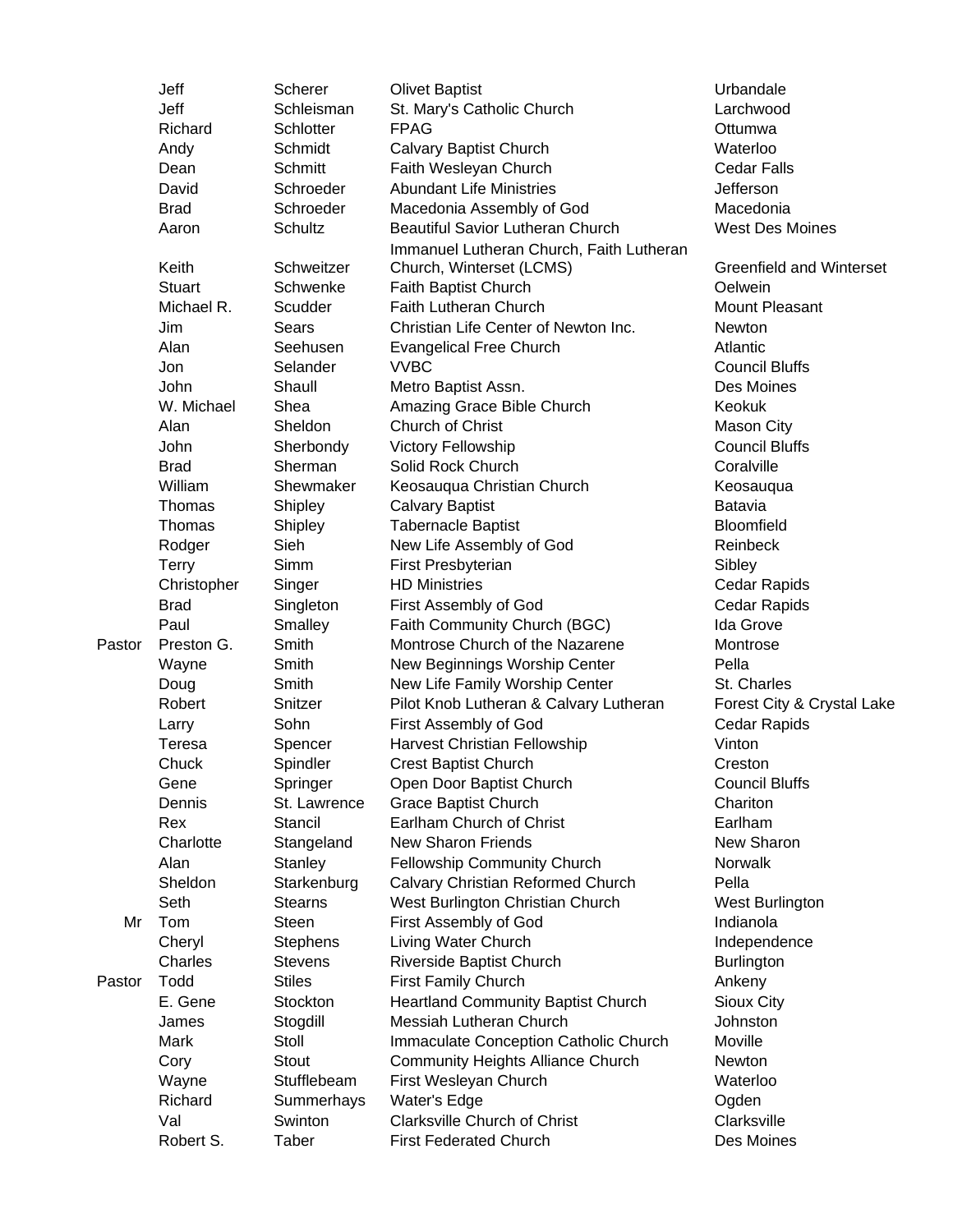| | | | | |
|---|---|---|---|---|
| | Jeff | Scherer | Olivet Baptist | Urbandale |
| | Jeff | Schleisman | St. Mary's Catholic Church | Larchwood |
| | Richard | Schlotter | FPAG | Ottumwa |
| | Andy | Schmidt | Calvary Baptist Church | Waterloo |
| | Dean | Schmitt | Faith Wesleyan Church | Cedar Falls |
| | David | Schroeder | Abundant Life Ministries | Jefferson |
| | Brad | Schroeder | Macedonia Assembly of God | Macedonia |
| | Aaron | Schultz | Beautiful Savior Lutheran Church | West Des Moines |
| | Keith | Schweitzer | Immanuel Lutheran Church, Faith Lutheran Church, Winterset (LCMS) | Greenfield and Winterset |
| | Stuart | Schwenke | Faith Baptist Church | Oelwein |
| | Michael R. | Scudder | Faith Lutheran Church | Mount Pleasant |
| | Jim | Sears | Christian Life Center of Newton Inc. | Newton |
| | Alan | Seehusen | Evangelical Free Church | Atlantic |
| | Jon | Selander | VVBC | Council Bluffs |
| | John | Shaull | Metro Baptist Assn. | Des Moines |
| | W. Michael | Shea | Amazing Grace Bible Church | Keokuk |
| | Alan | Sheldon | Church of Christ | Mason City |
| | John | Sherbondy | Victory Fellowship | Council Bluffs |
| | Brad | Sherman | Solid Rock Church | Coralville |
| | William | Shewmaker | Keosauqua Christian Church | Keosauqua |
| | Thomas | Shipley | Calvary Baptist | Batavia |
| | Thomas | Shipley | Tabernacle Baptist | Bloomfield |
| | Rodger | Sieh | New Life Assembly of God | Reinbeck |
| | Terry | Simm | First Presbyterian | Sibley |
| | Christopher | Singer | HD Ministries | Cedar Rapids |
| | Brad | Singleton | First Assembly of God | Cedar Rapids |
| | Paul | Smalley | Faith Community Church (BGC) | Ida Grove |
| Pastor | Preston G. | Smith | Montrose Church of the Nazarene | Montrose |
| | Wayne | Smith | New Beginnings Worship Center | Pella |
| | Doug | Smith | New Life Family Worship Center | St. Charles |
| | Robert | Snitzer | Pilot Knob Lutheran & Calvary Lutheran | Forest City & Crystal Lake |
| | Larry | Sohn | First Assembly of God | Cedar Rapids |
| | Teresa | Spencer | Harvest Christian Fellowship | Vinton |
| | Chuck | Spindler | Crest Baptist Church | Creston |
| | Gene | Springer | Open Door Baptist Church | Council Bluffs |
| | Dennis | St. Lawrence | Grace Baptist Church | Chariton |
| | Rex | Stancil | Earlham Church of Christ | Earlham |
| | Charlotte | Stangeland | New Sharon Friends | New Sharon |
| | Alan | Stanley | Fellowship Community Church | Norwalk |
| | Sheldon | Starkenburg | Calvary Christian Reformed Church | Pella |
| | Seth | Stearns | West Burlington Christian Church | West Burlington |
| Mr | Tom | Steen | First Assembly of God | Indianola |
| | Cheryl | Stephens | Living Water Church | Independence |
| | Charles | Stevens | Riverside Baptist Church | Burlington |
| Pastor | Todd | Stiles | First Family Church | Ankeny |
| | E. Gene | Stockton | Heartland Community Baptist Church | Sioux City |
| | James | Stogdill | Messiah Lutheran Church | Johnston |
| | Mark | Stoll | Immaculate Conception Catholic Church | Moville |
| | Cory | Stout | Community Heights Alliance Church | Newton |
| | Wayne | Stufflebeam | First Wesleyan Church | Waterloo |
| | Richard | Summerhays | Water's Edge | Ogden |
| | Val | Swinton | Clarksville Church of Christ | Clarksville |
| | Robert S. | Taber | First Federated Church | Des Moines |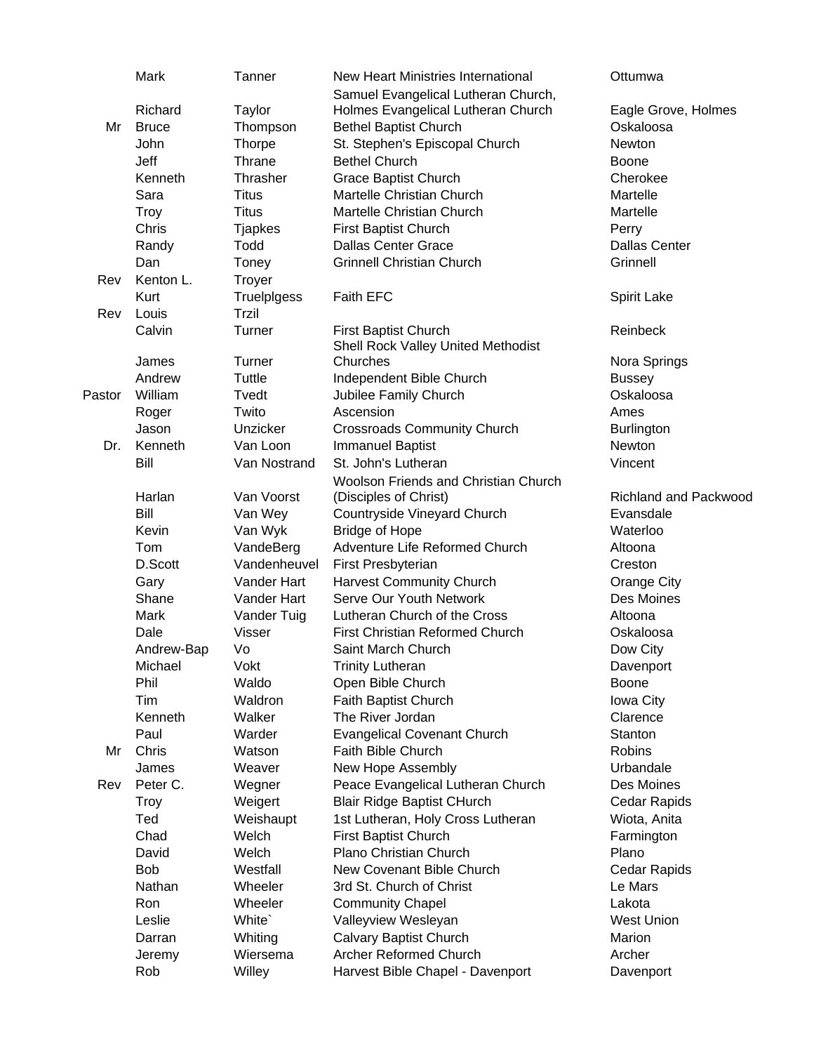| | | | | |
|---|---|---|---|---|
| | Mark | Tanner | New Heart Ministries International | Ottumwa |
| | Richard | Taylor | Samuel Evangelical Lutheran Church, Holmes Evangelical Lutheran Church | Eagle Grove, Holmes |
| Mr | Bruce | Thompson | Bethel Baptist Church | Oskaloosa |
| | John | Thorpe | St. Stephen's Episcopal Church | Newton |
| | Jeff | Thrane | Bethel Church | Boone |
| | Kenneth | Thrasher | Grace Baptist Church | Cherokee |
| | Sara | Titus | Martelle Christian Church | Martelle |
| | Troy | Titus | Martelle Christian Church | Martelle |
| | Chris | Tjapkes | First Baptist Church | Perry |
| | Randy | Todd | Dallas Center Grace | Dallas Center |
| | Dan | Toney | Grinnell Christian Church | Grinnell |
| Rev | Kenton L. | Troyer | | |
| | Kurt | Truelplgess | Faith EFC | Spirit Lake |
| Rev | Louis | Trzil | | |
| | Calvin | Turner | First Baptist Church | Reinbeck |
| | James | Turner | Shell Rock Valley United Methodist Churches | Nora Springs |
| | Andrew | Tuttle | Independent Bible Church | Bussey |
| Pastor | William | Tvedt | Jubilee Family Church | Oskaloosa |
| | Roger | Twito | Ascension | Ames |
| | Jason | Unzicker | Crossroads Community Church | Burlington |
| Dr. | Kenneth | Van Loon | Immanuel Baptist | Newton |
| | Bill | Van Nostrand | St. John's Lutheran | Vincent |
| | Harlan | Van Voorst | Woolson Friends and Christian Church (Disciples of Christ) | Richland and Packwood |
| | Bill | Van Wey | Countryside Vineyard Church | Evansdale |
| | Kevin | Van Wyk | Bridge of Hope | Waterloo |
| | Tom | VandeBerg | Adventure Life Reformed Church | Altoona |
| | D.Scott | Vandenheuvel | First Presbyterian | Creston |
| | Gary | Vander Hart | Harvest Community Church | Orange City |
| | Shane | Vander Hart | Serve Our Youth Network | Des Moines |
| | Mark | Vander Tuig | Lutheran Church of the Cross | Altoona |
| | Dale | Visser | First Christian Reformed Church | Oskaloosa |
| | Andrew-Bap | Vo | Saint March Church | Dow City |
| | Michael | Vokt | Trinity Lutheran | Davenport |
| | Phil | Waldo | Open Bible Church | Boone |
| | Tim | Waldron | Faith Baptist Church | Iowa City |
| | Kenneth | Walker | The River Jordan | Clarence |
| | Paul | Warder | Evangelical Covenant Church | Stanton |
| Mr | Chris | Watson | Faith Bible Church | Robins |
| | James | Weaver | New Hope Assembly | Urbandale |
| Rev | Peter C. | Wegner | Peace Evangelical Lutheran Church | Des Moines |
| | Troy | Weigert | Blair Ridge Baptist CHurch | Cedar Rapids |
| | Ted | Weishaupt | 1st Lutheran, Holy Cross Lutheran | Wiota, Anita |
| | Chad | Welch | First Baptist Church | Farmington |
| | David | Welch | Plano Christian Church | Plano |
| | Bob | Westfall | New Covenant Bible Church | Cedar Rapids |
| | Nathan | Wheeler | 3rd St. Church of Christ | Le Mars |
| | Ron | Wheeler | Community Chapel | Lakota |
| | Leslie | White` | Valleyview Wesleyan | West Union |
| | Darran | Whiting | Calvary Baptist Church | Marion |
| | Jeremy | Wiersema | Archer Reformed Church | Archer |
| | Rob | Willey | Harvest Bible Chapel - Davenport | Davenport |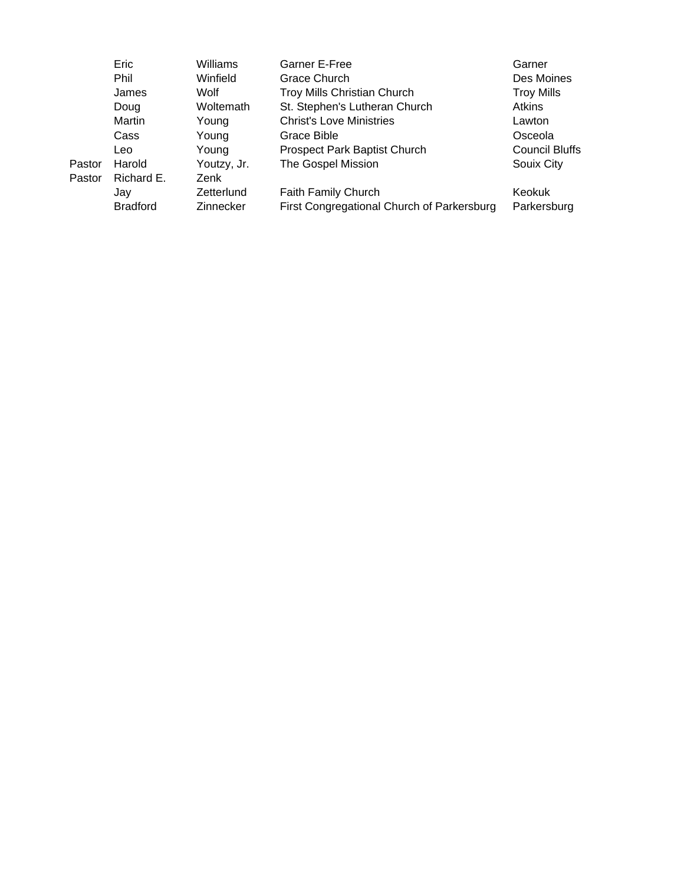| | | | | |
|---|---|---|---|---|
| | Eric | Williams | Garner E-Free | Garner |
| | Phil | Winfield | Grace Church | Des Moines |
| | James | Wolf | Troy Mills Christian Church | Troy Mills |
| | Doug | Woltemath | St. Stephen's Lutheran Church | Atkins |
| | Martin | Young | Christ's Love Ministries | Lawton |
| | Cass | Young | Grace Bible | Osceola |
| | Leo | Young | Prospect Park Baptist Church | Council Bluffs |
| Pastor | Harold | Youtzy, Jr. | The Gospel Mission | Souix City |
| Pastor | Richard E. | Zenk | | |
| | Jay | Zetterlund | Faith Family Church | Keokuk |
| | Bradford | Zinnecker | First Congregational Church of Parkersburg | Parkersburg |